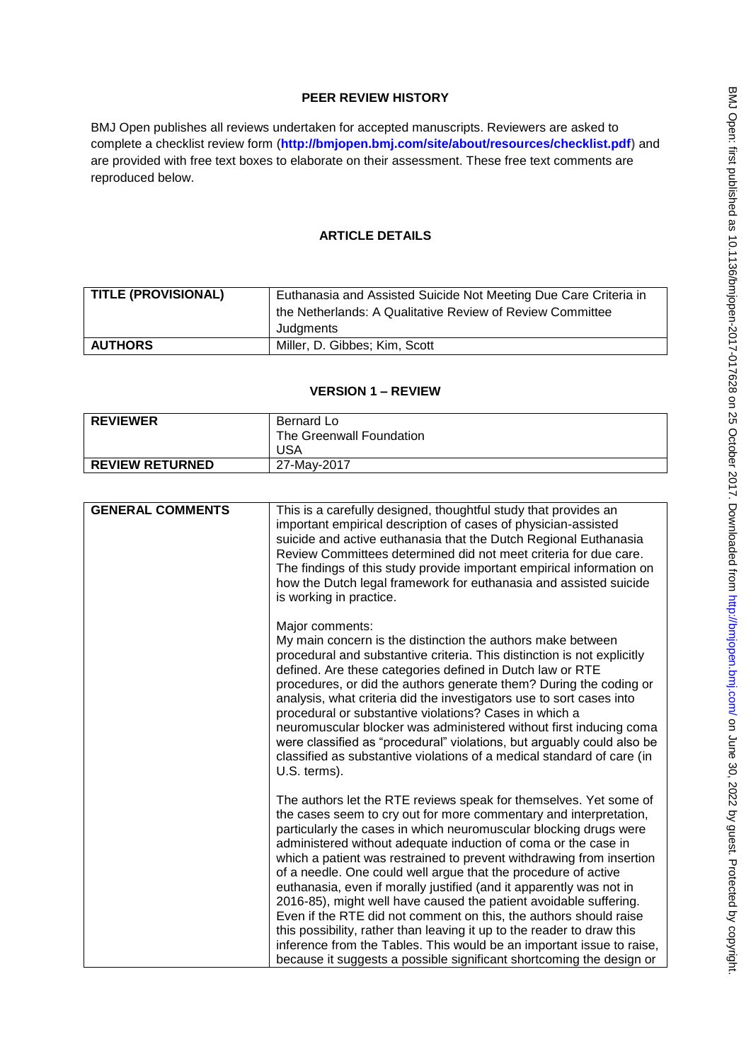**PEER REVIEW HISTORY**

BMJ Open publishes all reviews undertaken for accepted manuscripts. Reviewers are asked to complete a checklist review form (**http://bmjopen.bmj.com/site/about/resources/checklist.pdf**) and are provided with free text boxes to elaborate on their assessment. These free text comments are reproduced below.

**ARTICLE DETAILS**

| **TITLE (PROVISIONAL)** | Euthanasia and Assisted Suicide Not Meeting Due Care Criteria in the Netherlands: A Qualitative Review of Review Committee Judgments |
|---|---|
| **AUTHORS** | Miller, D. Gibbes; Kim, Scott |

**VERSION 1 – REVIEW**

| **REVIEWER** | Bernard Lo<br>The Greenwall Foundation<br>USA |
|---|---|
| **REVIEW RETURNED** | 27-May-2017 |

| **GENERAL COMMENTS** | This is a carefully designed, thoughtful study that provides an important empirical description of cases of physician-assisted suicide and active euthanasia that the Dutch Regional Euthanasia Review Committees determined did not meet criteria for due care. The findings of this study provide important empirical information on how the Dutch legal framework for euthanasia and assisted suicide is working in practice.<br><br>Major comments:<br>My main concern is the distinction the authors make between procedural and substantive criteria. This distinction is not explicitly defined. Are these categories defined in Dutch law or RTE procedures, or did the authors generate them? During the coding or analysis, what criteria did the investigators use to sort cases into procedural or substantive violations? Cases in which a neuromuscular blocker was administered without first inducing coma were classified as "procedural" violations, but arguably could also be classified as substantive violations of a medical standard of care (in U.S. terms).<br><br>The authors let the RTE reviews speak for themselves. Yet some of the cases seem to cry out for more commentary and interpretation, particularly the cases in which neuromuscular blocking drugs were administered without adequate induction of coma or the case in which a patient was restrained to prevent withdrawing from insertion of a needle. One could well argue that the procedure of active euthanasia, even if morally justified (and it apparently was not in 2016-85), might well have caused the patient avoidable suffering. Even if the RTE did not comment on this, the authors should raise this possibility, rather than leaving it up to the reader to draw this inference from the Tables. This would be an important issue to raise, because it suggests a possible significant shortcoming the design or |
|---|---|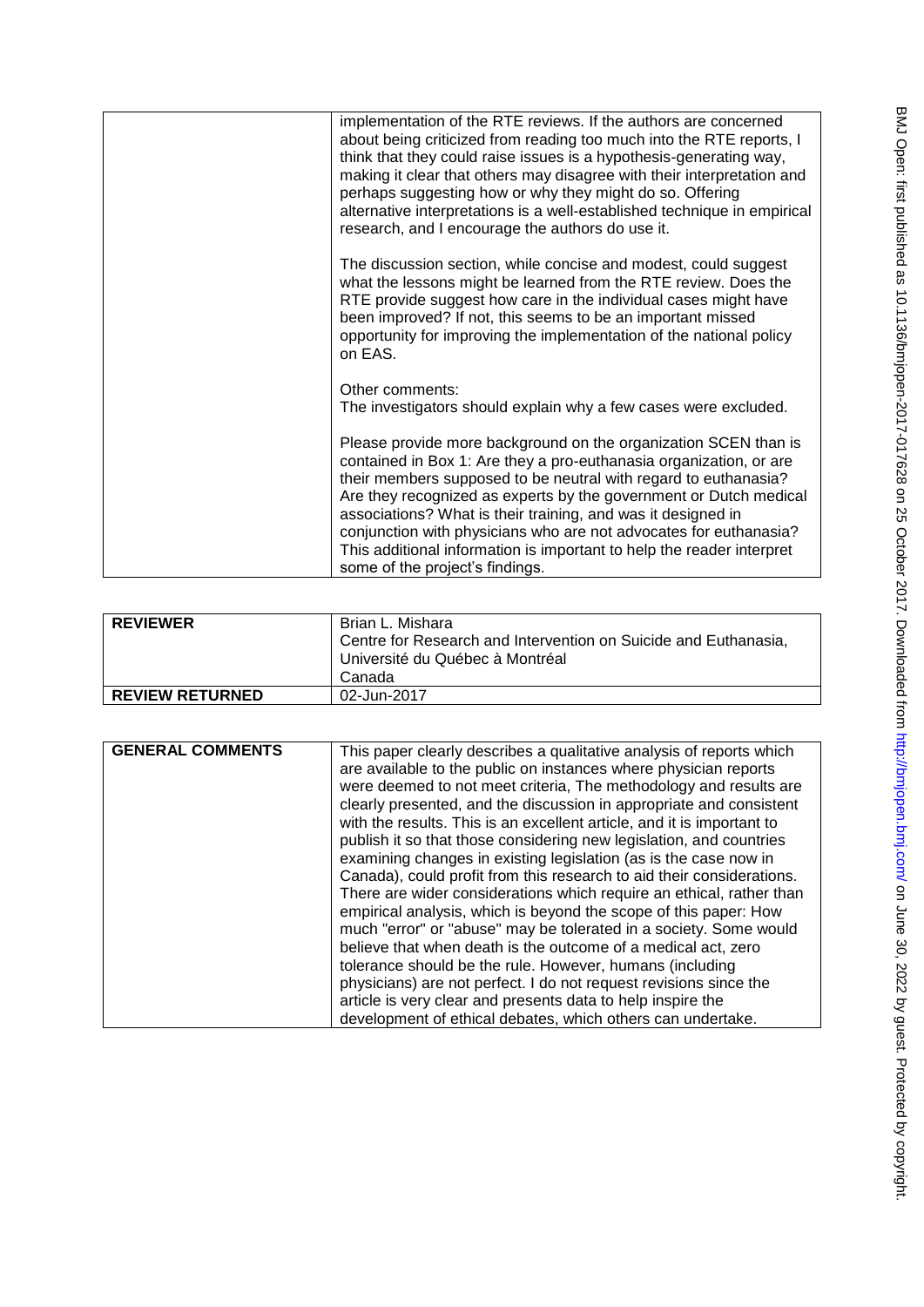| | |
|---|---|
| | implementation of the RTE reviews. If the authors are concerned about being criticized from reading too much into the RTE reports, I think that they could raise issues is a hypothesis-generating way, making it clear that others may disagree with their interpretation and perhaps suggesting how or why they might do so. Offering alternative interpretations is a well-established technique in empirical research, and I encourage the authors do use it.<br><br>The discussion section, while concise and modest, could suggest what the lessons might be learned from the RTE review. Does the RTE provide suggest how care in the individual cases might have been improved? If not, this seems to be an important missed opportunity for improving the implementation of the national policy on EAS.<br><br>Other comments:<br>The investigators should explain why a few cases were excluded.<br><br>Please provide more background on the organization SCEN than is contained in Box 1: Are they a pro-euthanasia organization, or are their members supposed to be neutral with regard to euthanasia? Are they recognized as experts by the government or Dutch medical associations? What is their training, and was it designed in conjunction with physicians who are not advocates for euthanasia? This additional information is important to help the reader interpret some of the project's findings. |

| | |
|---|---|
| **REVIEWER** | Brian L. Mishara<br>Centre for Research and Intervention on Suicide and Euthanasia, Université du Québec à Montréal<br>Canada |
| **REVIEW RETURNED** | 02-Jun-2017 |

| | |
|---|---|
| **GENERAL COMMENTS** | This paper clearly describes a qualitative analysis of reports which are available to the public on instances where physician reports were deemed to not meet criteria, The methodology and results are clearly presented, and the discussion in appropriate and consistent with the results. This is an excellent article, and it is important to publish it so that those considering new legislation, and countries examining changes in existing legislation (as is the case now in Canada), could profit from this research to aid their considerations. There are wider considerations which require an ethical, rather than empirical analysis, which is beyond the scope of this paper: How much "error" or "abuse" may be tolerated in a society. Some would believe that when death is the outcome of a medical act, zero tolerance should be the rule. However, humans (including physicians) are not perfect. I do not request revisions since the article is very clear and presents data to help inspire the development of ethical debates, which others can undertake. |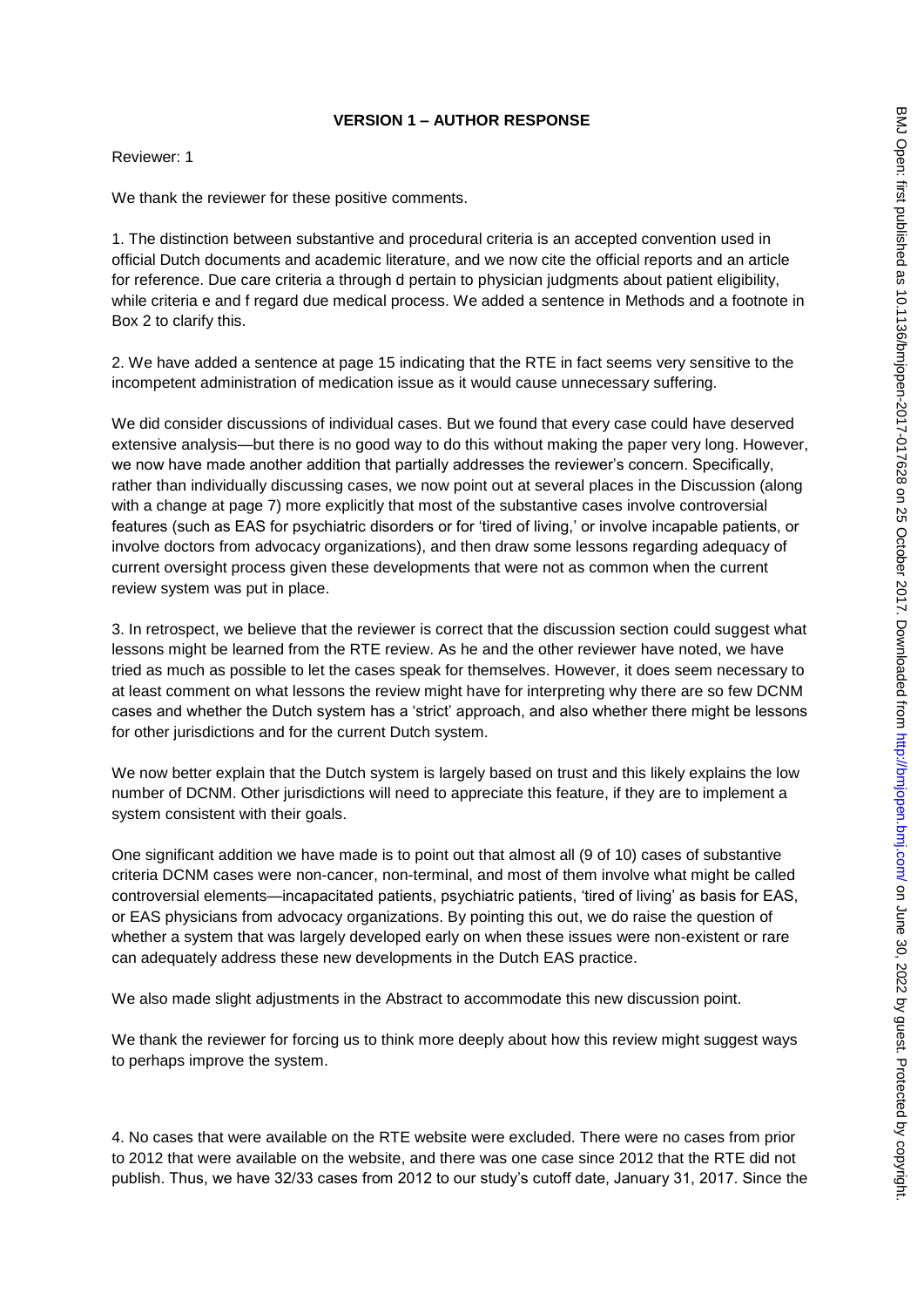**VERSION 1 – AUTHOR RESPONSE**

Reviewer: 1

We thank the reviewer for these positive comments.

1. The distinction between substantive and procedural criteria is an accepted convention used in official Dutch documents and academic literature, and we now cite the official reports and an article for reference. Due care criteria a through d pertain to physician judgments about patient eligibility, while criteria e and f regard due medical process. We added a sentence in Methods and a footnote in Box 2 to clarify this.

2. We have added a sentence at page 15 indicating that the RTE in fact seems very sensitive to the incompetent administration of medication issue as it would cause unnecessary suffering.

We did consider discussions of individual cases. But we found that every case could have deserved extensive analysis—but there is no good way to do this without making the paper very long. However, we now have made another addition that partially addresses the reviewer's concern. Specifically, rather than individually discussing cases, we now point out at several places in the Discussion (along with a change at page 7) more explicitly that most of the substantive cases involve controversial features (such as EAS for psychiatric disorders or for 'tired of living,' or involve incapable patients, or involve doctors from advocacy organizations), and then draw some lessons regarding adequacy of current oversight process given these developments that were not as common when the current review system was put in place.

3. In retrospect, we believe that the reviewer is correct that the discussion section could suggest what lessons might be learned from the RTE review. As he and the other reviewer have noted, we have tried as much as possible to let the cases speak for themselves. However, it does seem necessary to at least comment on what lessons the review might have for interpreting why there are so few DCNM cases and whether the Dutch system has a 'strict' approach, and also whether there might be lessons for other jurisdictions and for the current Dutch system.

We now better explain that the Dutch system is largely based on trust and this likely explains the low number of DCNM. Other jurisdictions will need to appreciate this feature, if they are to implement a system consistent with their goals.

One significant addition we have made is to point out that almost all (9 of 10) cases of substantive criteria DCNM cases were non-cancer, non-terminal, and most of them involve what might be called controversial elements—incapacitated patients, psychiatric patients, 'tired of living' as basis for EAS, or EAS physicians from advocacy organizations. By pointing this out, we do raise the question of whether a system that was largely developed early on when these issues were non-existent or rare can adequately address these new developments in the Dutch EAS practice.

We also made slight adjustments in the Abstract to accommodate this new discussion point.

We thank the reviewer for forcing us to think more deeply about how this review might suggest ways to perhaps improve the system.

4. No cases that were available on the RTE website were excluded. There were no cases from prior to 2012 that were available on the website, and there was one case since 2012 that the RTE did not publish. Thus, we have 32/33 cases from 2012 to our study's cutoff date, January 31, 2017. Since the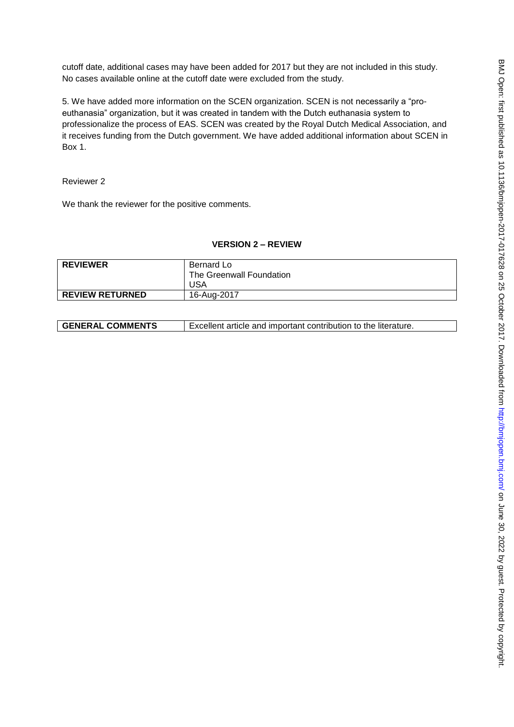cutoff date, additional cases may have been added for 2017 but they are not included in this study. No cases available online at the cutoff date were excluded from the study.

5. We have added more information on the SCEN organization. SCEN is not necessarily a "pro-euthanasia" organization, but it was created in tandem with the Dutch euthanasia system to professionalize the process of EAS. SCEN was created by the Royal Dutch Medical Association, and it receives funding from the Dutch government. We have added additional information about SCEN in Box 1.

Reviewer 2

We thank the reviewer for the positive comments.

## VERSION 2 – REVIEW

| | |
|---|---|
| **REVIEWER** | Bernard Lo<br>The Greenwall Foundation<br>USA |
| **REVIEW RETURNED** | 16-Aug-2017 |

| | |
|---|---|
| **GENERAL COMMENTS** | Excellent article and important contribution to the literature. |